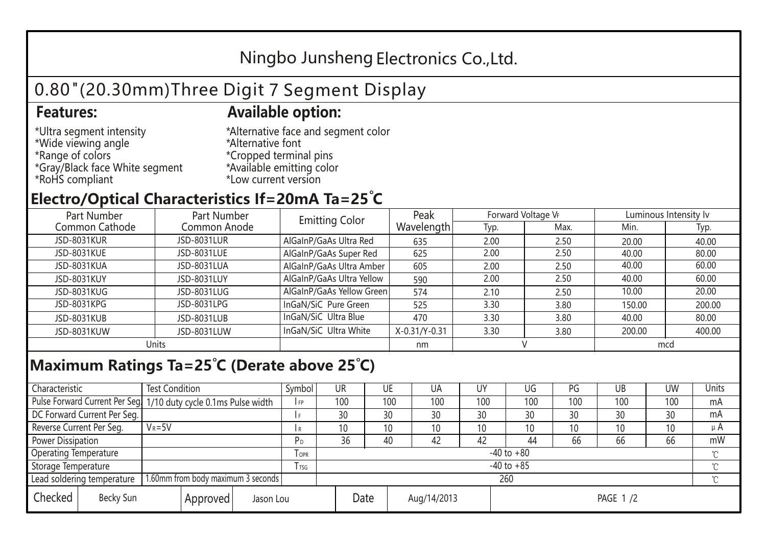# Ningbo Junsheng Electronics Co.,Ltd.

## 0.80"(20.30mm)Three Digit 7 Segment Display

### Features:

*Ultra segment intensity
*Wide viewing angle
*Range of colors
*Gray/Black face White segment
*RoHS compliant

### Available option:

*Alternative face and segment color
*Alternative font
*Cropped terminal pins
*Available emitting color
*Low current version

### Electro/Optical Characteristics If=20mA Ta=25°C

| Part Number Common Cathode | Part Number Common Anode | Emitting Color | Peak Wavelength | Forward Voltage $V_F$ | | Luminous Intensity Iv | |
|---|---|---|---|---|---|---|---|
| | | | | Typ. | Max. | Min. | Typ. |
| JSD-8031KUR | JSD-8031LUR | AlGaInP/GaAs Ultra Red | 635 | 2.00 | 2.50 | 20.00 | 40.00 |
| JSD-8031KUE | JSD-8031LUE | AlGaInP/GaAs Super Red | 625 | 2.00 | 2.50 | 40.00 | 80.00 |
| JSD-8031KUA | JSD-8031LUA | AlGaInP/GaAs Ultra Amber | 605 | 2.00 | 2.50 | 40.00 | 60.00 |
| JSD-8031KUY | JSD-8031LUY | AlGaInP/GaAs Ultra Yellow | 590 | 2.00 | 2.50 | 40.00 | 60.00 |
| JSD-8031KUG | JSD-8031LUG | AlGaInP/GaAs Yellow Green | 574 | 2.10 | 2.50 | 10.00 | 20.00 |
| JSD-8031KPG | JSD-8031LPG | InGaN/SiC Pure Green | 525 | 3.30 | 3.80 | 150.00 | 200.00 |
| JSD-8031KUB | JSD-8031LUB | InGaN/SiC Ultra Blue | 470 | 3.30 | 3.80 | 40.00 | 80.00 |
| JSD-8031KUW | JSD-8031LUW | InGaN/SiC Ultra White | X-0.31/Y-0.31 | 3.30 | 3.80 | 200.00 | 400.00 |
| Units | | | nm | V | | mcd | |

### Maximum Ratings Ta=25°C (Derate above 25°C)

| Characteristic | Test Condition | Symbol | UR | UE | UA | UY | UG | PG | UB | UW | Units |
|---|---|---|---|---|---|---|---|---|---|---|---|
| Pulse Forward Current Per Seg. | 1/10 duty cycle 0.1ms Pulse width | $I_{FP}$ | 100 | 100 | 100 | 100 | 100 | 100 | 100 | 100 | mA |
| DC Forward Current Per Seg. | | $I_F$ | 30 | 30 | 30 | 30 | 30 | 30 | 30 | 30 | mA |
| Reverse Current Per Seg. | $V_R$=5V | $I_R$ | 10 | 10 | 10 | 10 | 10 | 10 | 10 | 10 | μA |
| Power Dissipation | | $P_D$ | 36 | 40 | 42 | 42 | 44 | 66 | 66 | 66 | mW |
| Operating Temperature | | $T_{OPR}$ | -40 to +80 | | | | | | | | ℃ |
| Storage Temperature | | $T_{TSG}$ | -40 to +85 | | | | | | | | ℃ |
| Lead soldering temperature | 1.60mm from body maximum 3 seconds | | 260 | | | | | | | | ℃ |

| Checked | Becky Sun | Approved | Jason Lou | Date | Aug/14/2013 |
|---|---|---|---|---|---|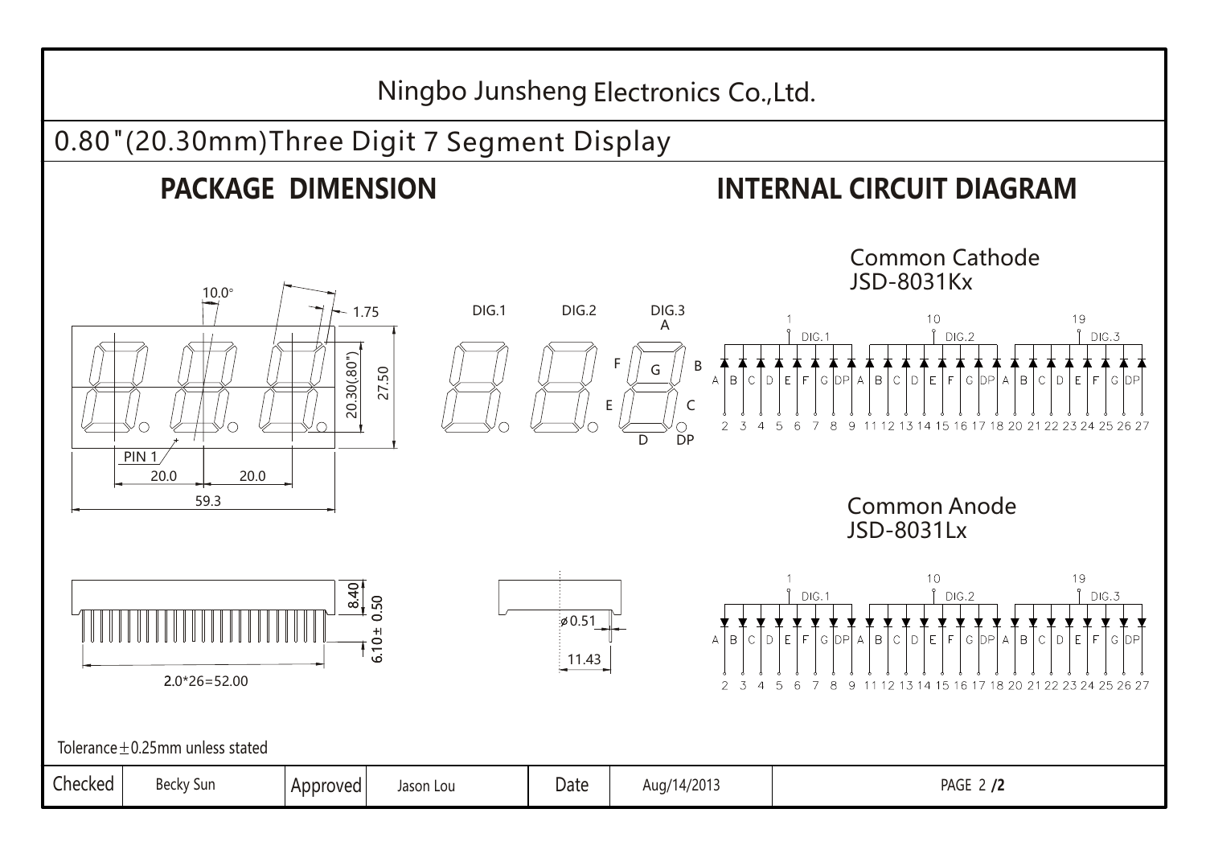Ningbo Junsheng Electronics Co.,Ltd.

0.80"(20.30mm)Three Digit 7 Segment Display

## PACKAGE DIMENSION

10.0°

1.75

20.30(.80")

27.50

PIN 1

20.0

20.0

59.3

DIG.1

DIG.2

DIG.3

A

F

G

B

E

C

D

DP

8.40

6.10± 0.50

2.0*26=52.00

ø0.51

11.43

## INTERNAL CIRCUIT DIAGRAM

Common Cathode
JSD-8031Kx

1 DIG.1 10 DIG.2 19 DIG.3

A B C D E F G DP A B C D E F G DP A B C D E F G DP

2 3 4 5 6 7 8 9 11 12 13 14 15 16 17 18 20 21 22 23 24 25 26 27

Common Anode
JSD-8031Lx

1 DIG.1 10 DIG.2 19 DIG.3

A B C D E F G DP A B C D E F G DP A B C D E F G DP

2 3 4 5 6 7 8 9 11 12 13 14 15 16 17 18 20 21 22 23 24 25 26 27

Tolerance ± 0.25mm unless stated

| Checked | Becky Sun | Approved | Jason Lou | Date | Aug/14/2013 | PAGE 2 /2 |
| --- | --- | --- | --- | --- | --- | --- |